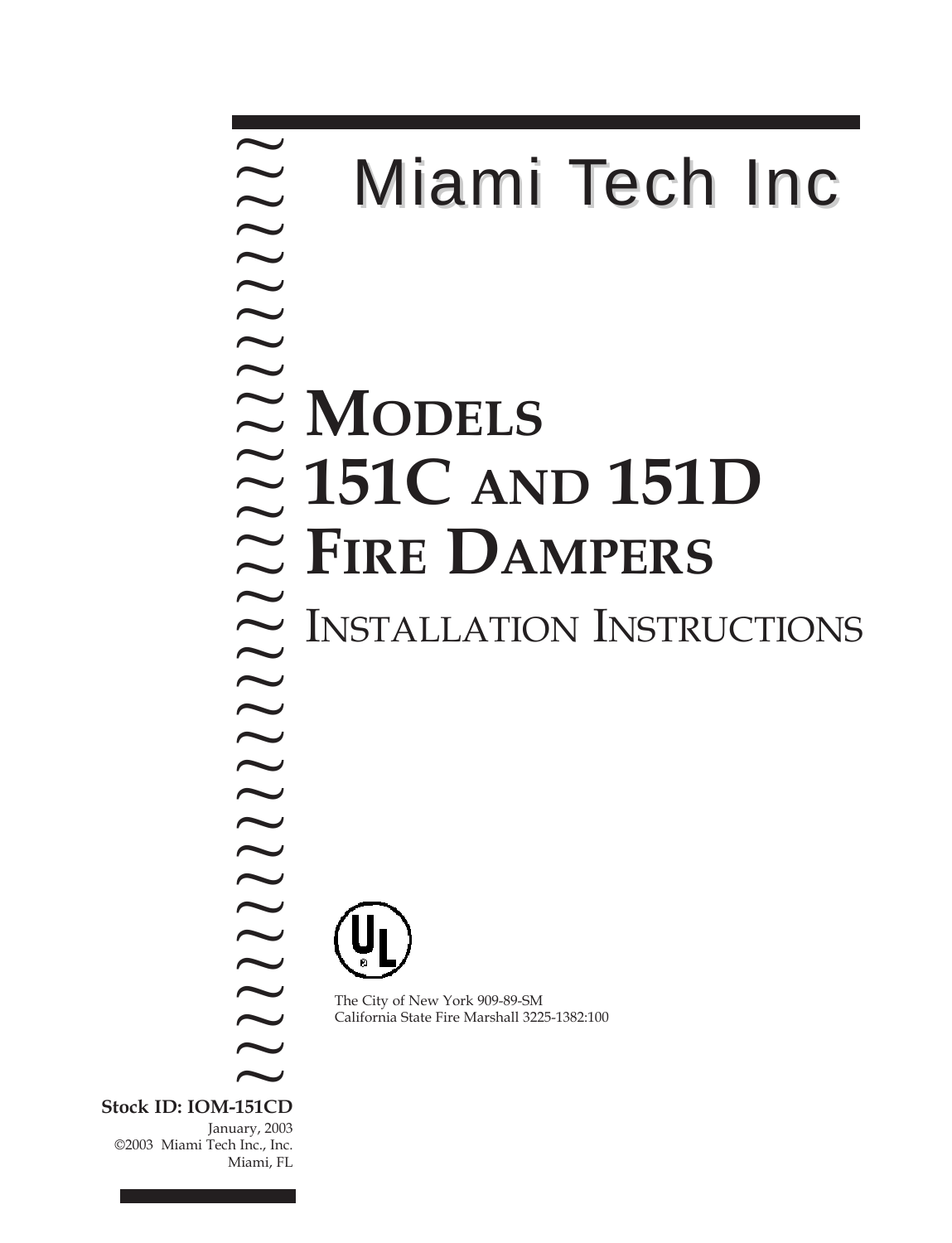# Miami Tech Inc

# MODELS 151C AND 151D FIRE DAMPERS

## INSTALLATION INSTRUCTIONS

The City of New York 909-89-SM
California State Fire Marshall 3225-1382:100

**Stock ID: IOM-151CD**

January, 2003
©2003 Miami Tech Inc., Inc.
Miami, FL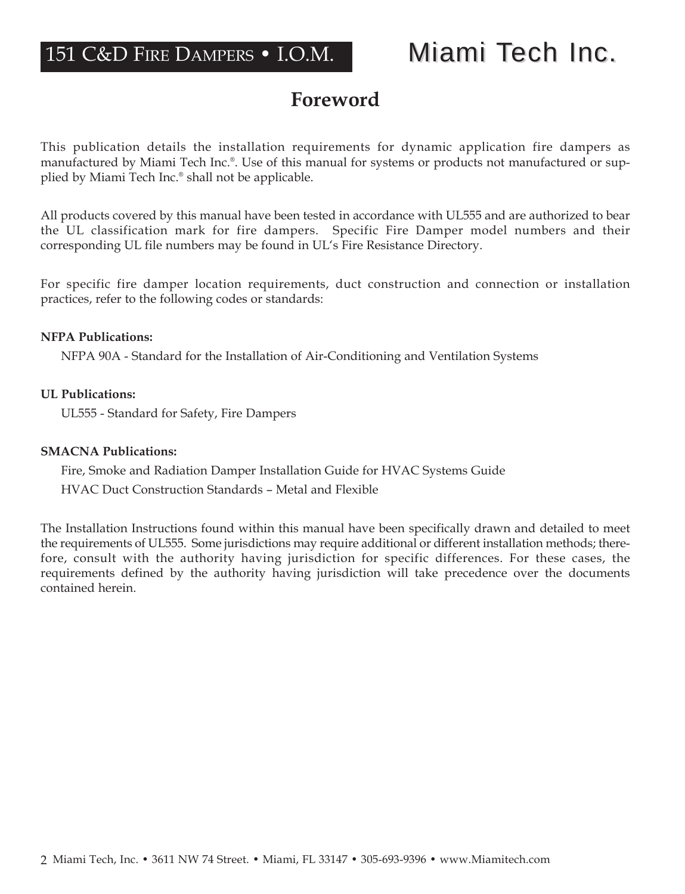# Foreword

This publication details the installation requirements for dynamic application fire dampers as manufactured by Miami Tech Inc.®. Use of this manual for systems or products not manufactured or supplied by Miami Tech Inc.® shall not be applicable.

All products covered by this manual have been tested in accordance with UL555 and are authorized to bear the UL classification mark for fire dampers. Specific Fire Damper model numbers and their corresponding UL file numbers may be found in UL's Fire Resistance Directory.

For specific fire damper location requirements, duct construction and connection or installation practices, refer to the following codes or standards:

**NFPA Publications:**

NFPA 90A - Standard for the Installation of Air-Conditioning and Ventilation Systems

**UL Publications:**

UL555 - Standard for Safety, Fire Dampers

**SMACNA Publications:**

Fire, Smoke and Radiation Damper Installation Guide for HVAC Systems Guide

HVAC Duct Construction Standards – Metal and Flexible

The Installation Instructions found within this manual have been specifically drawn and detailed to meet the requirements of UL555. Some jurisdictions may require additional or different installation methods; therefore, consult with the authority having jurisdiction for specific differences. For these cases, the requirements defined by the authority having jurisdiction will take precedence over the documents contained herein.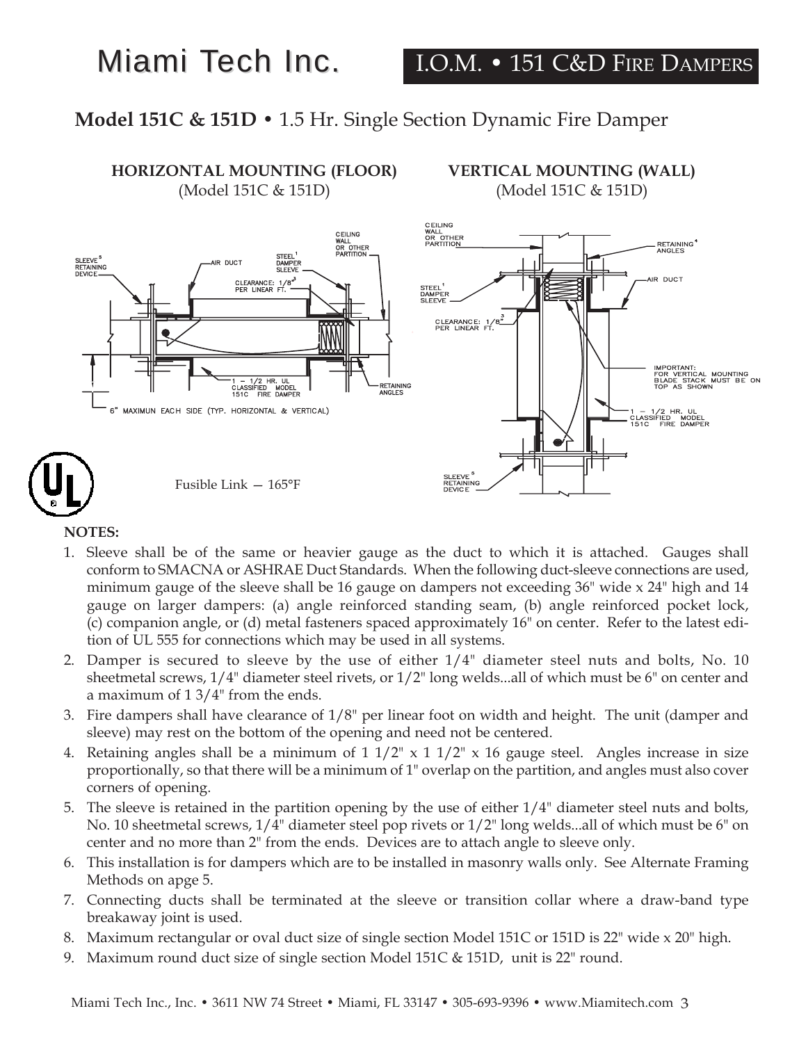# Miami Tech Inc.

## I.O.M. • 151 C&D Fire Dampers

**Model 151C & 151D** • 1.5 Hr. Single Section Dynamic Fire Damper

**HORIZONTAL MOUNTING (FLOOR)**
(Model 151C & 151D)

**VERTICAL MOUNTING (WALL)**
(Model 151C & 151D)

Fusible Link — 165°F

**NOTES:**

1. Sleeve shall be of the same or heavier gauge as the duct to which it is attached. Gauges shall conform to SMACNA or ASHRAE Duct Standards. When the following duct-sleeve connections are used, minimum gauge of the sleeve shall be 16 gauge on dampers not exceeding 36" wide x 24" high and 14 gauge on larger dampers: (a) angle reinforced standing seam, (b) angle reinforced pocket lock, (c) companion angle, or (d) metal fasteners spaced approximately 16" on center. Refer to the latest edition of UL 555 for connections which may be used in all systems.
2. Damper is secured to sleeve by the use of either 1/4" diameter steel nuts and bolts, No. 10 sheetmetal screws, 1/4" diameter steel rivets, or 1/2" long welds...all of which must be 6" on center and a maximum of 1 3/4" from the ends.
3. Fire dampers shall have clearance of 1/8" per linear foot on width and height. The unit (damper and sleeve) may rest on the bottom of the opening and need not be centered.
4. Retaining angles shall be a minimum of 1 1/2" x 1 1/2" x 16 gauge steel. Angles increase in size proportionally, so that there will be a minimum of 1" overlap on the partition, and angles must also cover corners of opening.
5. The sleeve is retained in the partition opening by the use of either 1/4" diameter steel nuts and bolts, No. 10 sheetmetal screws, 1/4" diameter steel pop rivets or 1/2" long welds...all of which must be 6" on center and no more than 2" from the ends. Devices are to attach angle to sleeve only.
6. This installation is for dampers which are to be installed in masonry walls only. See Alternate Framing Methods on apge 5.
7. Connecting ducts shall be terminated at the sleeve or transition collar where a draw-band type breakaway joint is used.
8. Maximum rectangular or oval duct size of single section Model 151C or 151D is 22" wide x 20" high.
9. Maximum round duct size of single section Model 151C & 151D, unit is 22" round.

Miami Tech Inc., Inc. • 3611 NW 74 Street • Miami, FL 33147 • 305-693-9396 • www.Miamitech.com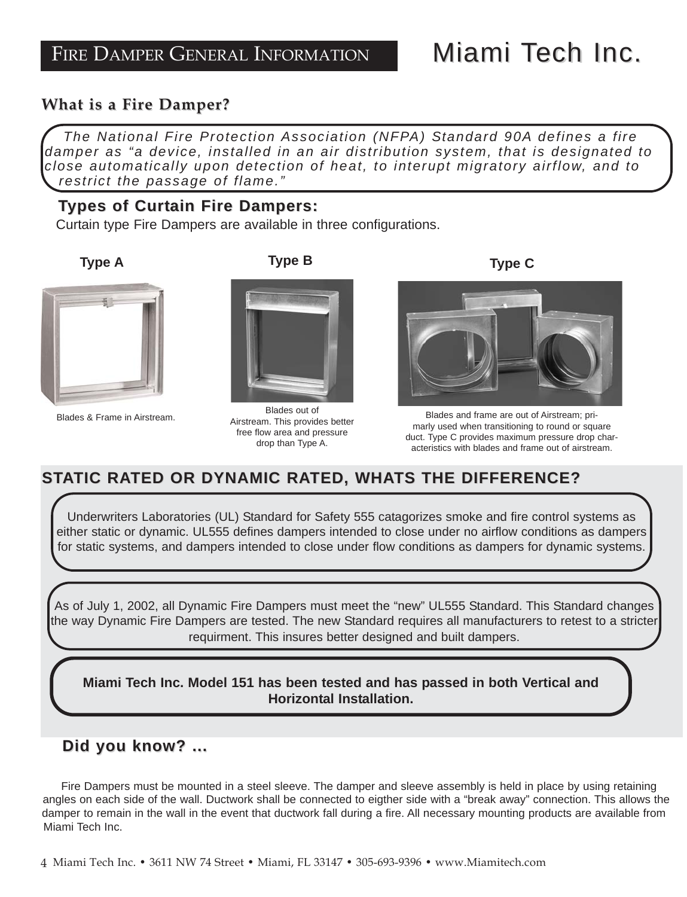# Fire Damper General Information

## Miami Tech Inc.

### What is a Fire Damper?

*The National Fire Protection Association (NFPA) Standard 90A defines a fire damper as "a device, installed in an air distribution system, that is designated to close automatically upon detection of heat, to interupt migratory airflow, and to restrict the passage of flame."*

### Types of Curtain Fire Dampers:

Curtain type Fire Dampers are available in three configurations.

**Type A**

Blades & Frame in Airstream.

**Type B**

Blades out of Airstream. This provides better free flow area and pressure drop than Type A.

**Type C**

Blades and frame are out of Airstream; primarly used when transitioning to round or square duct. Type C provides maximum pressure drop characteristics with blades and frame out of airstream.

## STATIC RATED OR DYNAMIC RATED, WHATS THE DIFFERENCE?

Underwriters Laboratories (UL) Standard for Safety 555 catagorizes smoke and fire control systems as either static or dynamic. UL555 defines dampers intended to close under no airflow conditions as dampers for static systems, and dampers intended to close under flow conditions as dampers for dynamic systems.

As of July 1, 2002, all Dynamic Fire Dampers must meet the "new" UL555 Standard. This Standard changes the way Dynamic Fire Dampers are tested. The new Standard requires all manufacturers to retest to a stricter requirment. This insures better designed and built dampers.

**Miami Tech Inc. Model 151 has been tested and has passed in both Vertical and Horizontal Installation.**

### Did you know? ...

Fire Dampers must be mounted in a steel sleeve. The damper and sleeve assembly is held in place by using retaining angles on each side of the wall. Ductwork shall be connected to eigther side with a "break away" connection. This allows the damper to remain in the wall in the event that ductwork fall during a fire. All necessary mounting products are available from Miami Tech Inc.

Miami Tech Inc. • 3611 NW 74 Street • Miami, FL 33147 • 305-693-9396 • www.Miamitech.com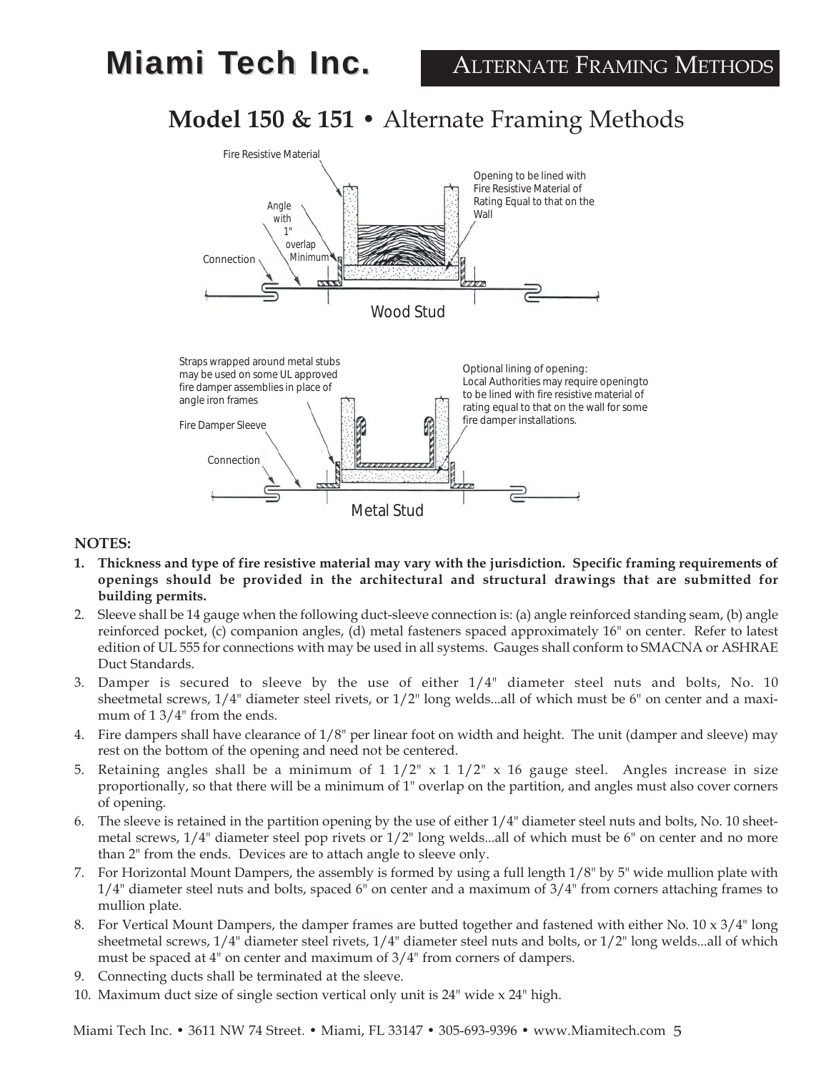# Model 150 & 151 • Alternate Framing Methods

Fire Resistive Material

Angle with 1" overlap Minimum

Connection

Opening to be lined with Fire Resistive Material of Rating Equal to that on the Wall

Wood Stud

Straps wrapped around metal stubs may be used on some UL approved fire damper assemblies in place of angle iron frames

Fire Damper Sleeve

Connection

Optional lining of opening: Local Authorities may require openingto to be lined with fire resistive material of rating equal to that on the wall for some fire damper installations.

Metal Stud

**NOTES:**

1. **Thickness and type of fire resistive material may vary with the jurisdiction. Specific framing requirements of openings should be provided in the architectural and structural drawings that are submitted for building permits.**
2. Sleeve shall be 14 gauge when the following duct-sleeve connection is: (a) angle reinforced standing seam, (b) angle reinforced pocket, (c) companion angles, (d) metal fasteners spaced approximately 16" on center. Refer to latest edition of UL 555 for connections with may be used in all systems. Gauges shall conform to SMACNA or ASHRAE Duct Standards.
3. Damper is secured to sleeve by the use of either 1/4" diameter steel nuts and bolts, No. 10 sheetmetal screws, 1/4" diameter steel rivets, or 1/2" long welds...all of which must be 6" on center and a maximum of 1 3/4" from the ends.
4. Fire dampers shall have clearance of 1/8" per linear foot on width and height. The unit (damper and sleeve) may rest on the bottom of the opening and need not be centered.
5. Retaining angles shall be a minimum of 1 1/2" x 1 1/2" x 16 gauge steel. Angles increase in size proportionally, so that there will be a minimum of 1" overlap on the partition, and angles must also cover corners of opening.
6. The sleeve is retained in the partition opening by the use of either 1/4" diameter steel nuts and bolts, No. 10 sheetmetal screws, 1/4" diameter steel pop rivets or 1/2" long welds...all of which must be 6" on center and no more than 2" from the ends. Devices are to attach angle to sleeve only.
7. For Horizontal Mount Dampers, the assembly is formed by using a full length 1/8" by 5" wide mullion plate with 1/4" diameter steel nuts and bolts, spaced 6" on center and a maximum of 3/4" from corners attaching frames to mullion plate.
8. For Vertical Mount Dampers, the damper frames are butted together and fastened with either No. 10 x 3/4" long sheetmetal screws, 1/4" diameter steel rivets, 1/4" diameter steel nuts and bolts, or 1/2" long welds...all of which must be spaced at 4" on center and maximum of 3/4" from corners of dampers.
9. Connecting ducts shall be terminated at the sleeve.
10. Maximum duct size of single section vertical only unit is 24" wide x 24" high.

Miami Tech Inc. • 3611 NW 74 Street. • Miami, FL 33147 • 305-693-9396 • www.Miamitech.com